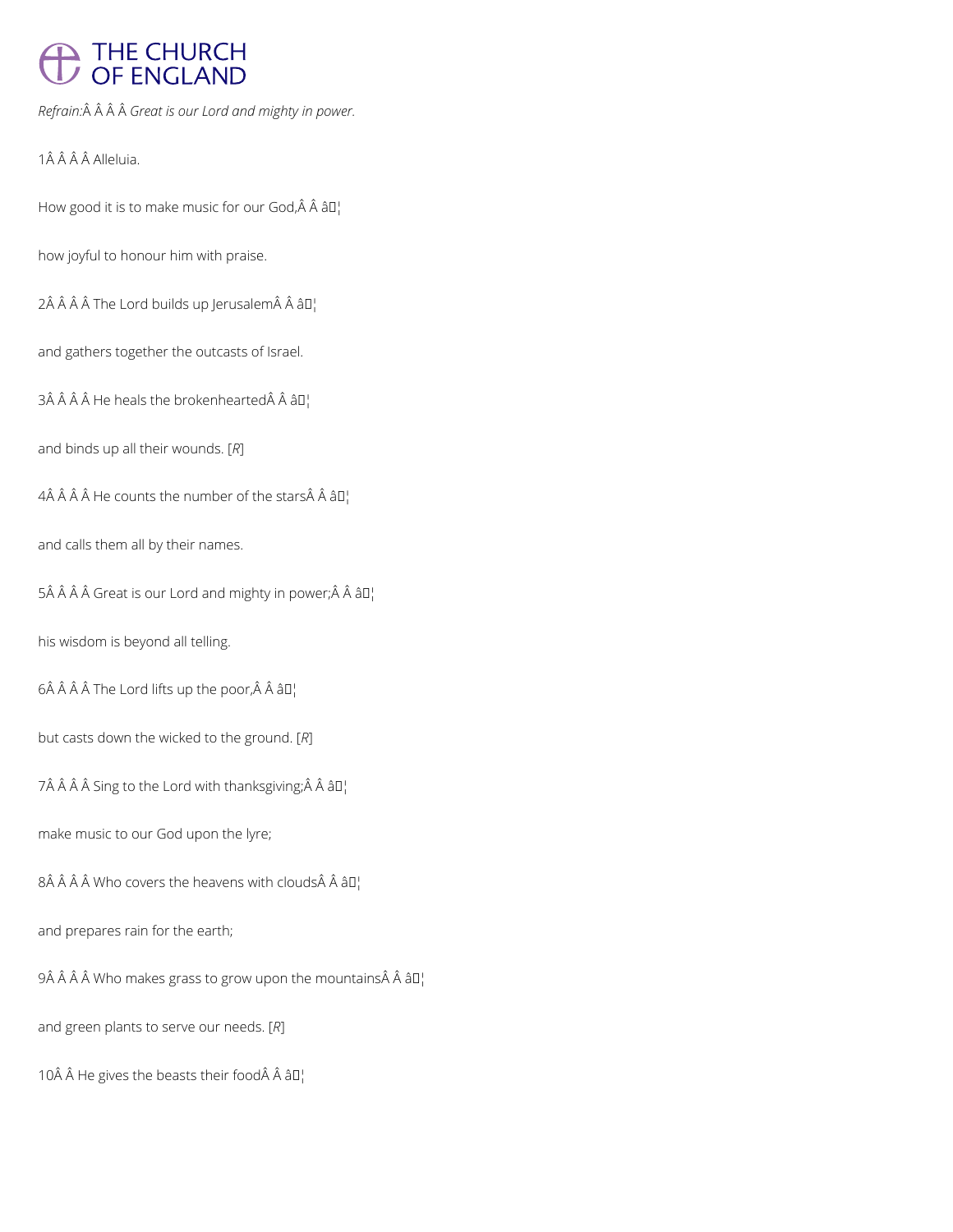*Refrain:*Â Â Â Â *Great is our Lord and mighty in power.*

1Â Â Â Â Alleluia.

How good it is to make music for our God,Â Â â¦

how joyful to honour him with praise.

2Â Â Â Â The Lord builds up JerusalemÂ Â â¦

and gathers together the outcasts of Israel.

3Â Â Â Â He heals the brokenheartedÂ Â â¦

and binds up all their wounds. [*R*]

4Â Â Â Â He counts the number of the starsÂ Â â¦

and calls them all by their names.

5Â Â Â Â Great is our Lord and mighty in power;Â Â â¦

his wisdom is beyond all telling.

6Â Â Â Â The Lord lifts up the poor,Â Â â¦

but casts down the wicked to the ground. [*R*]

7Â Â Â Â Sing to the Lord with thanksgiving;Â Â â¦

make music to our God upon the lyre;

8Â Â Â Â Who covers the heavens with cloudsÂ Â â¦

and prepares rain for the earth;

9Â Â Â Â Who makes grass to grow upon the mountainsÂ Â â¦

and green plants to serve our needs. [*R*]

10Â Â He gives the beasts their foodÂ Â â¦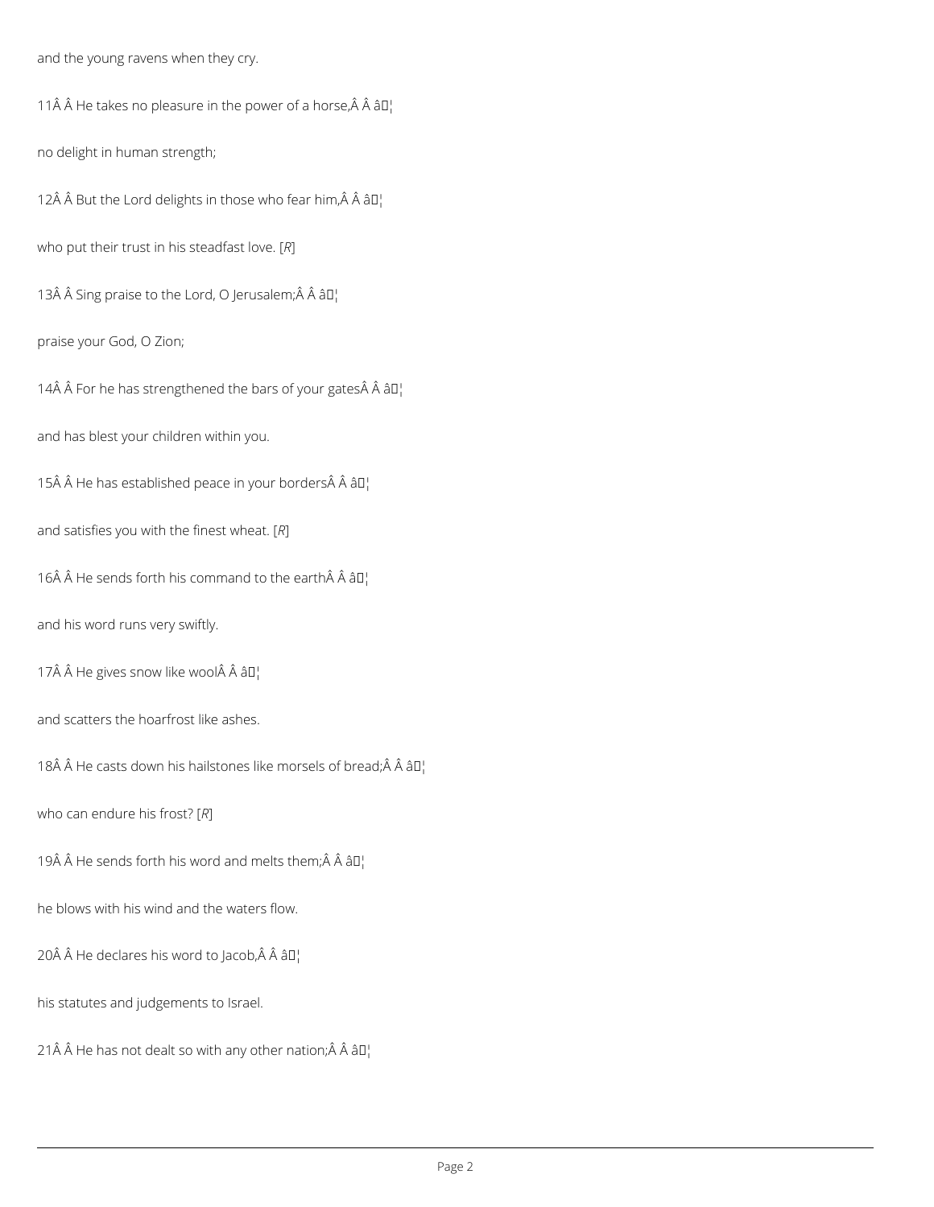and the young ravens when they cry.

11Â Â He takes no pleasure in the power of a horse,Â Â â¦

no delight in human strength;

12Â Â But the Lord delights in those who fear him,Â Â â¦

who put their trust in his steadfast love. [*R*]

13Â Â Sing praise to the Lord, O Jerusalem;Â Â â¦

praise your God, O Zion;

14Â Â For he has strengthened the bars of your gatesÂ Â â¦

and has blest your children within you.

15Â Â He has established peace in your bordersÂ Â â¦

and satisfies you with the finest wheat. [*R*]

16Â Â He sends forth his command to the earthÂ Â â¦

and his word runs very swiftly.

17Â Â He gives snow like woolÂ Â â¦

and scatters the hoarfrost like ashes.

18Â Â He casts down his hailstones like morsels of bread;Â Â â¦

who can endure his frost? [*R*]

19Â Â He sends forth his word and melts them;Â Â â¦

he blows with his wind and the waters flow.

20Â Â He declares his word to Jacob,Â Â â¦

his statutes and judgements to Israel.

21Â Â He has not dealt so with any other nation;Â Â â¦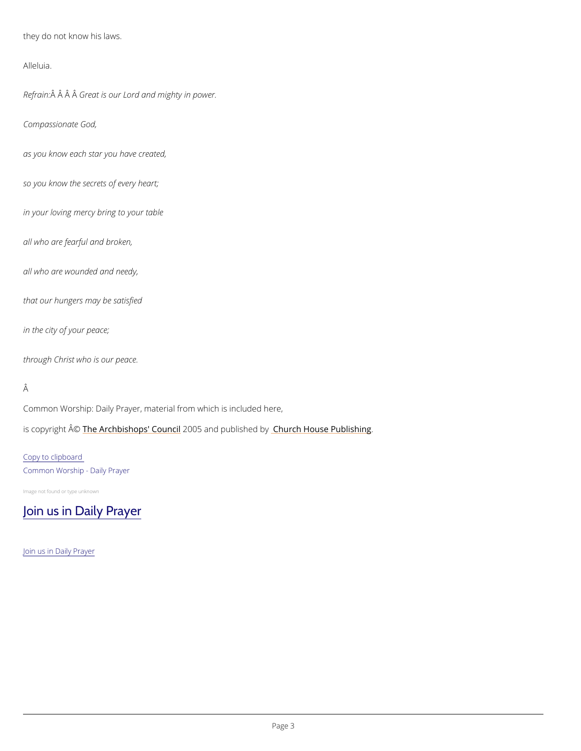they do not know his laws.

Alleluia.

*Refrain:Â Â Â Â Great is our Lord and mighty in power.*

*Compassionate God,*

*as you know each star you have created,*

*so you know the secrets of every heart;*

*in your loving mercy bring to your table*

*all who are fearful and broken,*

*all who are wounded and needy,*

*that our hungers may be satisfied*

*in the city of your peace;*

*through Christ who is our peace.*

Â

Common Worship: Daily Prayer, material from which is included here,

is copyright Â© The Archbishops' Council 2005 and published by Church House Publishing.

Copy to clipboard

Common Worship - Daily Prayer

Image not found or type unknown

## Join us in Daily Prayer

Join us in Daily Prayer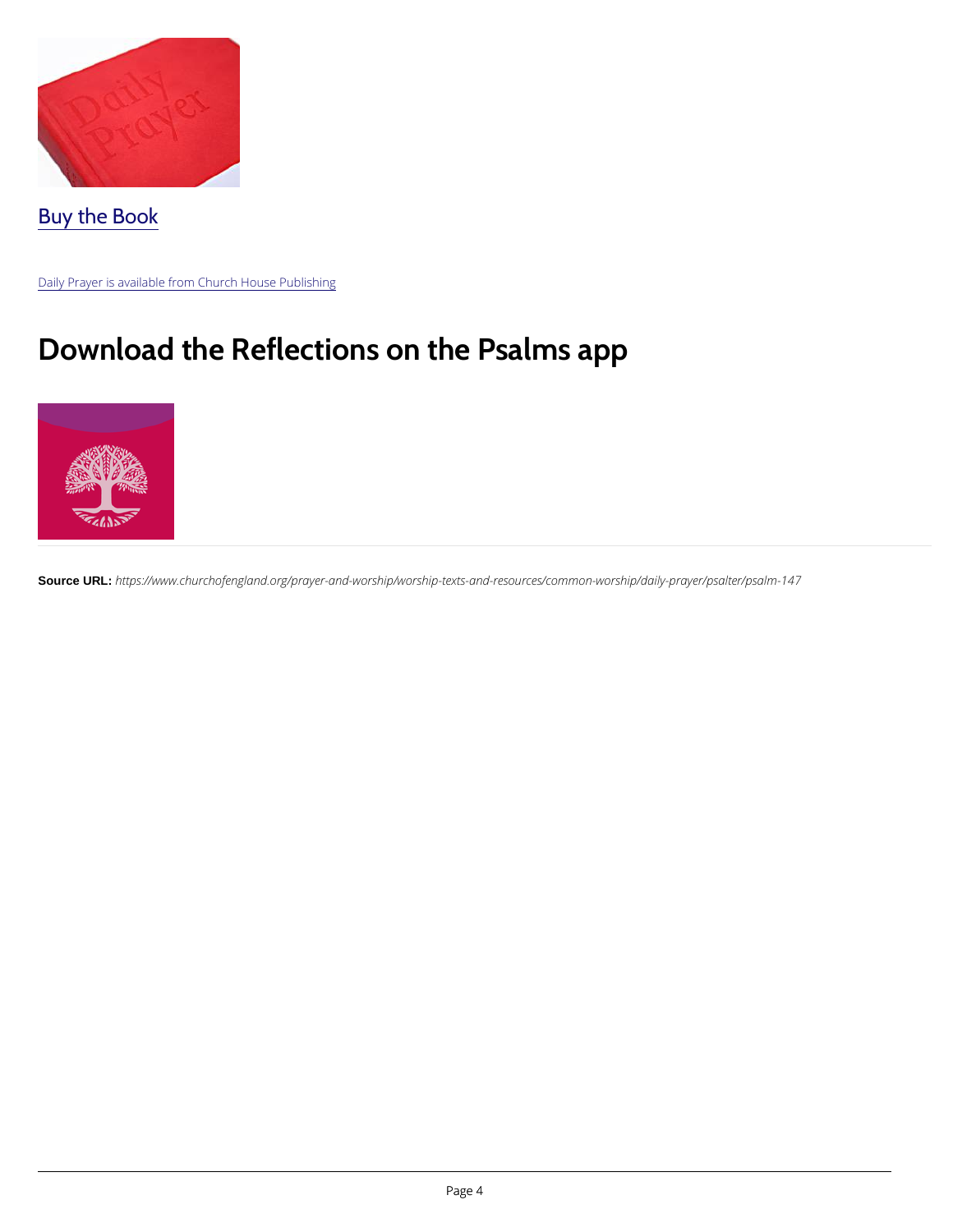Buy the Book

Daily Prayer is available from Church House Publishing

## Download the Reflections on the Psalms app

**Source URL:** *https://www.churchofengland.org/prayer-and-worship/worship-texts-and-resources/common-worship/daily-prayer/psalter/psalm-147*